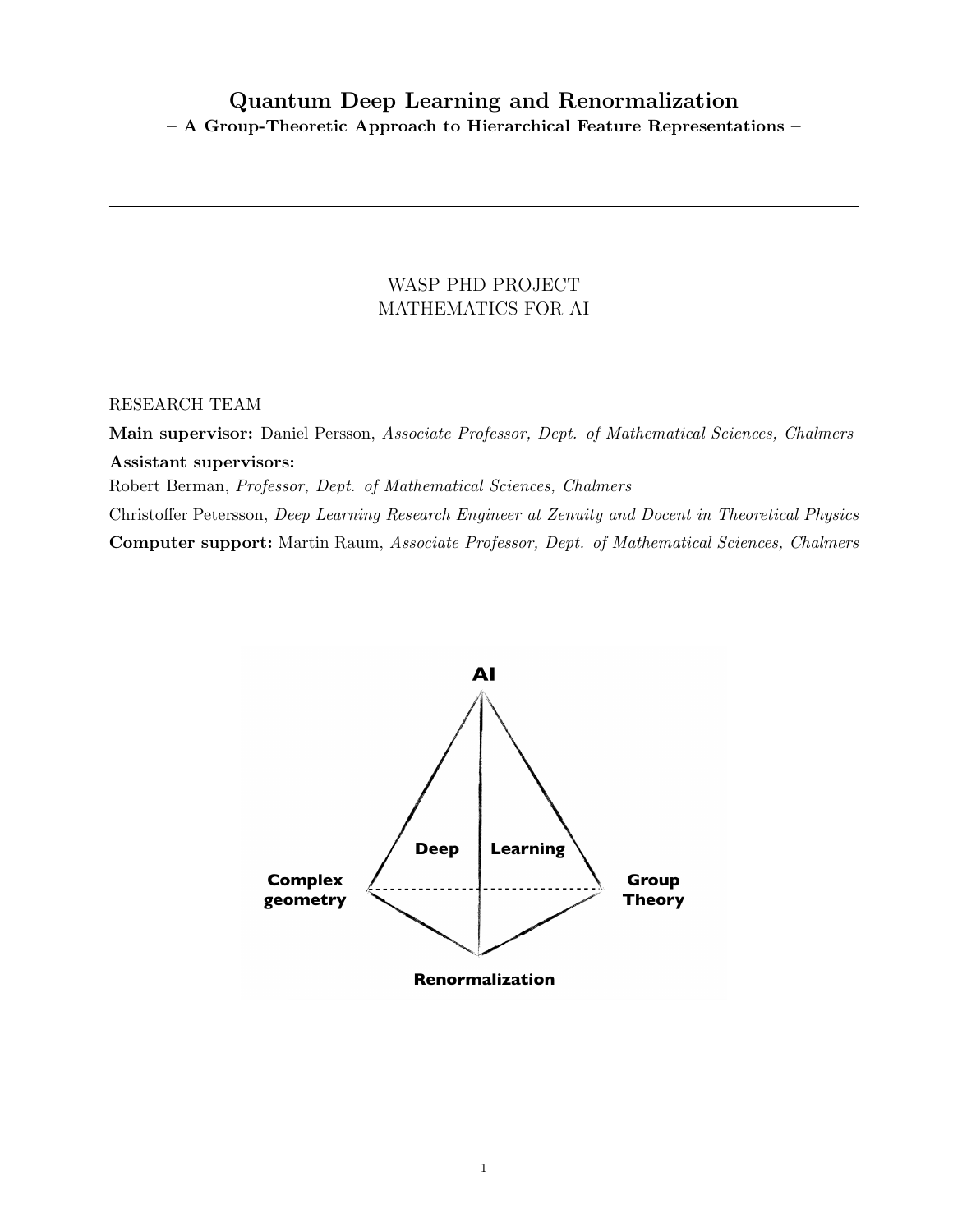# Quantum Deep Learning and Renormalization

**– A Group-Theoretic Approach to Hierarchical Feature Representations –**

---

WASP PHD PROJECT
MATHEMATICS FOR AI

RESEARCH TEAM

**Main supervisor:** Daniel Persson, *Associate Professor, Dept. of Mathematical Sciences, Chalmers*

**Assistant supervisors:**

Robert Berman, *Professor, Dept. of Mathematical Sciences, Chalmers*

Christoffer Petersson, *Deep Learning Research Engineer at Zenuity and Docent in Theoretical Physics*

**Computer support:** Martin Raum, *Associate Professor, Dept. of Mathematical Sciences, Chalmers*

**AI**

**Deep Learning**

**Complex geometry**

**Group Theory**

**Renormalization**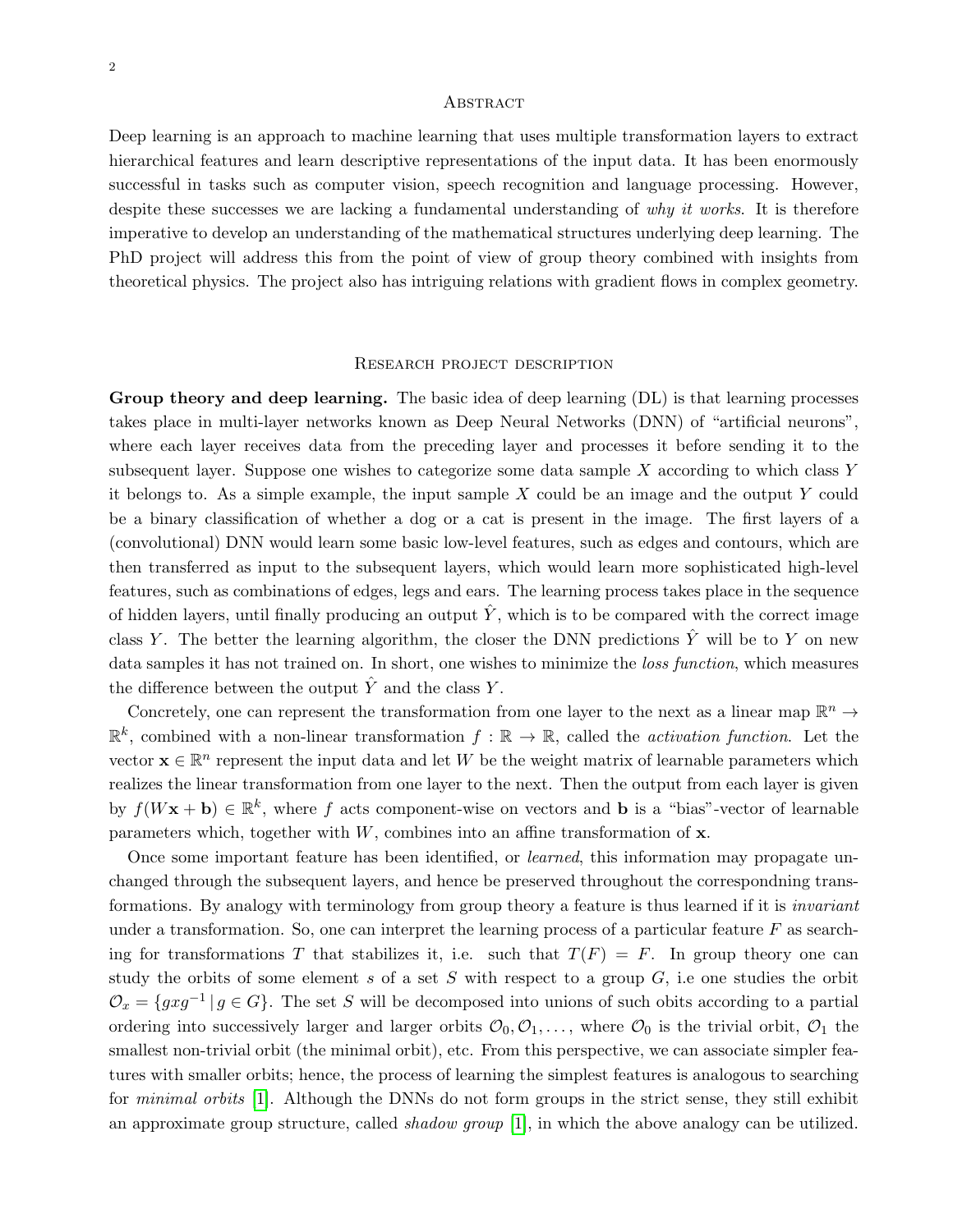# Abstract

Deep learning is an approach to machine learning that uses multiple transformation layers to extract hierarchical features and learn descriptive representations of the input data. It has been enormously successful in tasks such as computer vision, speech recognition and language processing. However, despite these successes we are lacking a fundamental understanding of *why it works*. It is therefore imperative to develop an understanding of the mathematical structures underlying deep learning. The PhD project will address this from the point of view of group theory combined with insights from theoretical physics. The project also has intriguing relations with gradient flows in complex geometry.

# Research project description

**Group theory and deep learning.** The basic idea of deep learning (DL) is that learning processes takes place in multi-layer networks known as Deep Neural Networks (DNN) of "artificial neurons", where each layer receives data from the preceding layer and processes it before sending it to the subsequent layer. Suppose one wishes to categorize some data sample $X$ according to which class $Y$ it belongs to. As a simple example, the input sample $X$ could be an image and the output $Y$ could be a binary classification of whether a dog or a cat is present in the image. The first layers of a (convolutional) DNN would learn some basic low-level features, such as edges and contours, which are then transferred as input to the subsequent layers, which would learn more sophisticated high-level features, such as combinations of edges, legs and ears. The learning process takes place in the sequence of hidden layers, until finally producing an output $\hat{Y}$, which is to be compared with the correct image class $Y$. The better the learning algorithm, the closer the DNN predictions $\hat{Y}$ will be to $Y$ on new data samples it has not trained on. In short, one wishes to minimize the *loss function*, which measures the difference between the output $\hat{Y}$ and the class $Y$.

Concretely, one can represent the transformation from one layer to the next as a linear map $\mathbb{R}^n \to \mathbb{R}^k$, combined with a non-linear transformation $f : \mathbb{R} \to \mathbb{R}$, called the *activation function*. Let the vector $\mathbf{x} \in \mathbb{R}^n$ represent the input data and let $W$ be the weight matrix of learnable parameters which realizes the linear transformation from one layer to the next. Then the output from each layer is given by $f(W\mathbf{x} + \mathbf{b}) \in \mathbb{R}^k$, where $f$ acts component-wise on vectors and $\mathbf{b}$ is a "bias"-vector of learnable parameters which, together with $W$, combines into an affine transformation of $\mathbf{x}$.

Once some important feature has been identified, or *learned*, this information may propagate unchanged through the subsequent layers, and hence be preserved throughout the correspondning transformations. By analogy with terminology from group theory a feature is thus learned if it is *invariant* under a transformation. So, one can interpret the learning process of a particular feature $F$ as searching for transformations $T$ that stabilizes it, i.e. such that $T(F) = F$. In group theory one can study the orbits of some element $s$ of a set $S$ with respect to a group $G$, i.e one studies the orbit $\mathcal{O}_x = \{gxg^{-1} \,|\, g \in G\}$. The set $S$ will be decomposed into unions of such obits according to a partial ordering into successively larger and larger orbits $\mathcal{O}_0, \mathcal{O}_1, \ldots$, where $\mathcal{O}_0$ is the trivial orbit, $\mathcal{O}_1$ the smallest non-trivial orbit (the minimal orbit), etc. From this perspective, we can associate simpler features with smaller orbits; hence, the process of learning the simplest features is analogous to searching for *minimal orbits* [1]. Although the DNNs do not form groups in the strict sense, they still exhibit an approximate group structure, called *shadow group* [1], in which the above analogy can be utilized.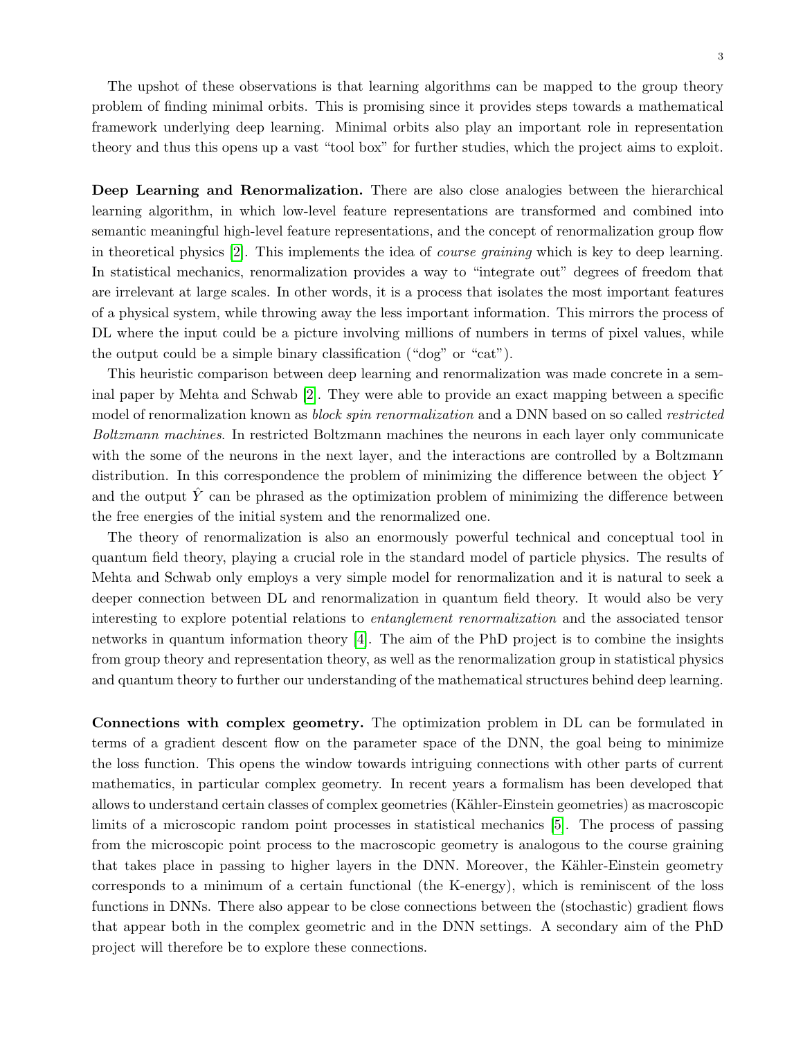The upshot of these observations is that learning algorithms can be mapped to the group theory problem of finding minimal orbits. This is promising since it provides steps towards a mathematical framework underlying deep learning. Minimal orbits also play an important role in representation theory and thus this opens up a vast "tool box" for further studies, which the project aims to exploit.

**Deep Learning and Renormalization.** There are also close analogies between the hierarchical learning algorithm, in which low-level feature representations are transformed and combined into semantic meaningful high-level feature representations, and the concept of renormalization group flow in theoretical physics [2]. This implements the idea of *course graining* which is key to deep learning. In statistical mechanics, renormalization provides a way to "integrate out" degrees of freedom that are irrelevant at large scales. In other words, it is a process that isolates the most important features of a physical system, while throwing away the less important information. This mirrors the process of DL where the input could be a picture involving millions of numbers in terms of pixel values, while the output could be a simple binary classification ("dog" or "cat").

This heuristic comparison between deep learning and renormalization was made concrete in a seminal paper by Mehta and Schwab [2]. They were able to provide an exact mapping between a specific model of renormalization known as *block spin renormalization* and a DNN based on so called *restricted Boltzmann machines*. In restricted Boltzmann machines the neurons in each layer only communicate with the some of the neurons in the next layer, and the interactions are controlled by a Boltzmann distribution. In this correspondence the problem of minimizing the difference between the object $Y$ and the output $\hat{Y}$ can be phrased as the optimization problem of minimizing the difference between the free energies of the initial system and the renormalized one.

The theory of renormalization is also an enormously powerful technical and conceptual tool in quantum field theory, playing a crucial role in the standard model of particle physics. The results of Mehta and Schwab only employs a very simple model for renormalization and it is natural to seek a deeper connection between DL and renormalization in quantum field theory. It would also be very interesting to explore potential relations to *entanglement renormalization* and the associated tensor networks in quantum information theory [4]. The aim of the PhD project is to combine the insights from group theory and representation theory, as well as the renormalization group in statistical physics and quantum theory to further our understanding of the mathematical structures behind deep learning.

**Connections with complex geometry.** The optimization problem in DL can be formulated in terms of a gradient descent flow on the parameter space of the DNN, the goal being to minimize the loss function. This opens the window towards intriguing connections with other parts of current mathematics, in particular complex geometry. In recent years a formalism has been developed that allows to understand certain classes of complex geometries (Kähler-Einstein geometries) as macroscopic limits of a microscopic random point processes in statistical mechanics [5]. The process of passing from the microscopic point process to the macroscopic geometry is analogous to the course graining that takes place in passing to higher layers in the DNN. Moreover, the Kähler-Einstein geometry corresponds to a minimum of a certain functional (the K-energy), which is reminiscent of the loss functions in DNNs. There also appear to be close connections between the (stochastic) gradient flows that appear both in the complex geometric and in the DNN settings. A secondary aim of the PhD project will therefore be to explore these connections.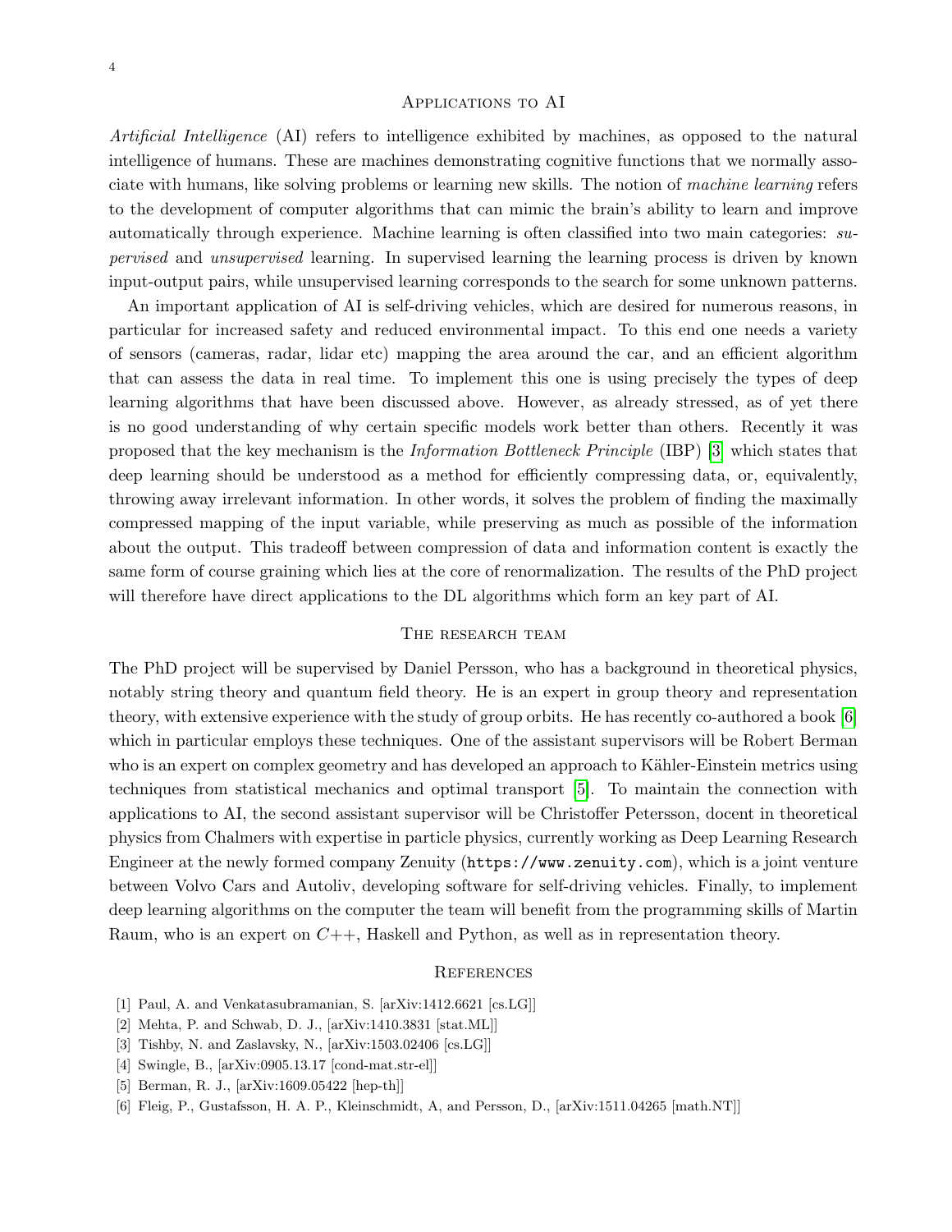## Applications to AI

*Artificial Intelligence* (AI) refers to intelligence exhibited by machines, as opposed to the natural intelligence of humans. These are machines demonstrating cognitive functions that we normally associate with humans, like solving problems or learning new skills. The notion of *machine learning* refers to the development of computer algorithms that can mimic the brain's ability to learn and improve automatically through experience. Machine learning is often classified into two main categories: *supervised* and *unsupervised* learning. In supervised learning the learning process is driven by known input-output pairs, while unsupervised learning corresponds to the search for some unknown patterns.

An important application of AI is self-driving vehicles, which are desired for numerous reasons, in particular for increased safety and reduced environmental impact. To this end one needs a variety of sensors (cameras, radar, lidar etc) mapping the area around the car, and an efficient algorithm that can assess the data in real time. To implement this one is using precisely the types of deep learning algorithms that have been discussed above. However, as already stressed, as of yet there is no good understanding of why certain specific models work better than others. Recently it was proposed that the key mechanism is the *Information Bottleneck Principle* (IBP) [3] which states that deep learning should be understood as a method for efficiently compressing data, or, equivalently, throwing away irrelevant information. In other words, it solves the problem of finding the maximally compressed mapping of the input variable, while preserving as much as possible of the information about the output. This tradeoff between compression of data and information content is exactly the same form of course graining which lies at the core of renormalization. The results of the PhD project will therefore have direct applications to the DL algorithms which form an key part of AI.

## The research team

The PhD project will be supervised by Daniel Persson, who has a background in theoretical physics, notably string theory and quantum field theory. He is an expert in group theory and representation theory, with extensive experience with the study of group orbits. He has recently co-authored a book [6] which in particular employs these techniques. One of the assistant supervisors will be Robert Berman who is an expert on complex geometry and has developed an approach to Kähler-Einstein metrics using techniques from statistical mechanics and optimal transport [5]. To maintain the connection with applications to AI, the second assistant supervisor will be Christoffer Petersson, docent in theoretical physics from Chalmers with expertise in particle physics, currently working as Deep Learning Research Engineer at the newly formed company Zenuity (`https://www.zenuity.com`), which is a joint venture between Volvo Cars and Autoliv, developing software for self-driving vehicles. Finally, to implement deep learning algorithms on the computer the team will benefit from the programming skills of Martin Raum, who is an expert on $C$++, Haskell and Python, as well as in representation theory.

## References

[1] Paul, A. and Venkatasubramanian, S. [arXiv:1412.6621 [cs.LG]]

[2] Mehta, P. and Schwab, D. J., [arXiv:1410.3831 [stat.ML]]

[3] Tishby, N. and Zaslavsky, N., [arXiv:1503.02406 [cs.LG]]

[4] Swingle, B., [arXiv:0905.13.17 [cond-mat.str-el]]

[5] Berman, R. J., [arXiv:1609.05422 [hep-th]]

[6] Fleig, P., Gustafsson, H. A. P., Kleinschmidt, A, and Persson, D., [arXiv:1511.04265 [math.NT]]